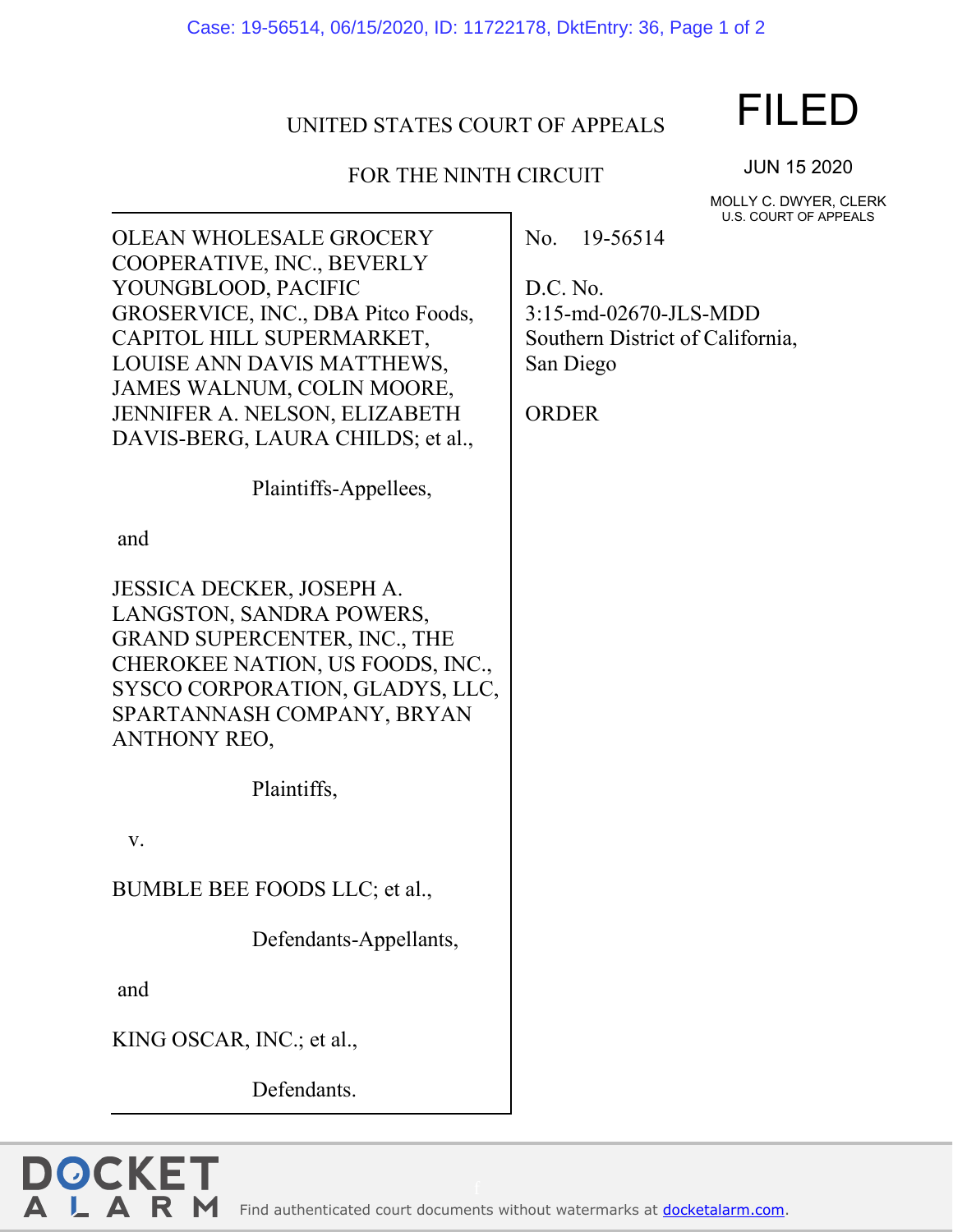UNITED STATES COURT OF APPEALS

FOR THE NINTH CIRCUIT

FILED

JUN 15 2020

MOLLY C. DWYER, CLERK
U.S. COURT OF APPEALS

OLEAN WHOLESALE GROCERY COOPERATIVE, INC., BEVERLY YOUNGBLOOD, PACIFIC GROSERVICE, INC., DBA Pitco Foods, CAPITOL HILL SUPERMARKET, LOUISE ANN DAVIS MATTHEWS, JAMES WALNUM, COLIN MOORE, JENNIFER A. NELSON, ELIZABETH DAVIS-BERG, LAURA CHILDS; et al.,

Plaintiffs-Appellees,

and

JESSICA DECKER, JOSEPH A. LANGSTON, SANDRA POWERS, GRAND SUPERCENTER, INC., THE CHEROKEE NATION, US FOODS, INC., SYSCO CORPORATION, GLADYS, LLC, SPARTANNASH COMPANY, BRYAN ANTHONY REO,

Plaintiffs,

v.

BUMBLE BEE FOODS LLC; et al.,

Defendants-Appellants,

and

KING OSCAR, INC.; et al.,

Defendants.

No. 19-56514

D.C. No.
3:15-md-02670-JLS-MDD
Southern District of California,
San Diego

ORDER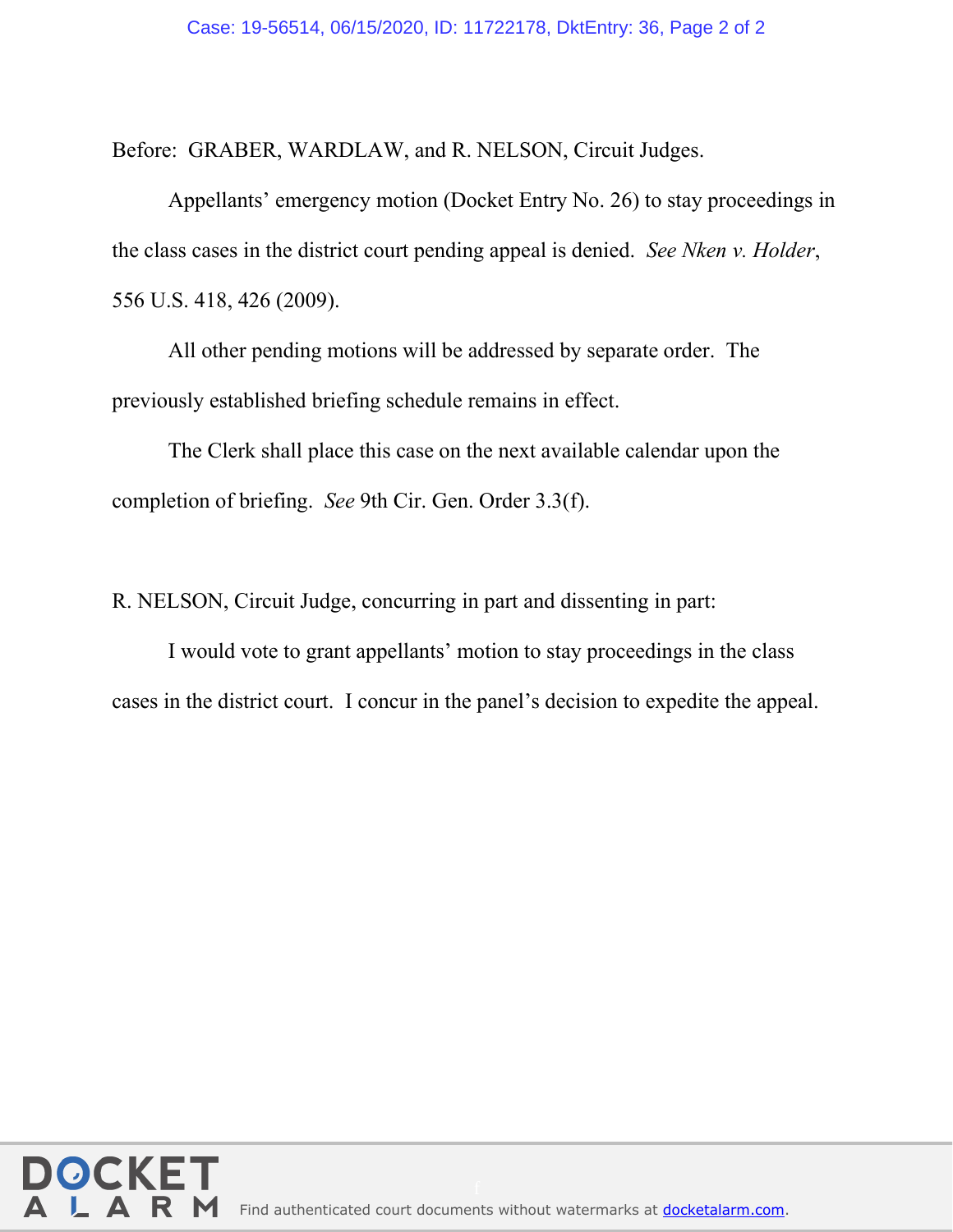Before: GRABER, WARDLAW, and R. NELSON, Circuit Judges.

Appellants' emergency motion (Docket Entry No. 26) to stay proceedings in the class cases in the district court pending appeal is denied. *See Nken v. Holder*, 556 U.S. 418, 426 (2009).

All other pending motions will be addressed by separate order. The previously established briefing schedule remains in effect.

The Clerk shall place this case on the next available calendar upon the completion of briefing. *See* 9th Cir. Gen. Order 3.3(f).

R. NELSON, Circuit Judge, concurring in part and dissenting in part:

I would vote to grant appellants' motion to stay proceedings in the class cases in the district court. I concur in the panel's decision to expedite the appeal.